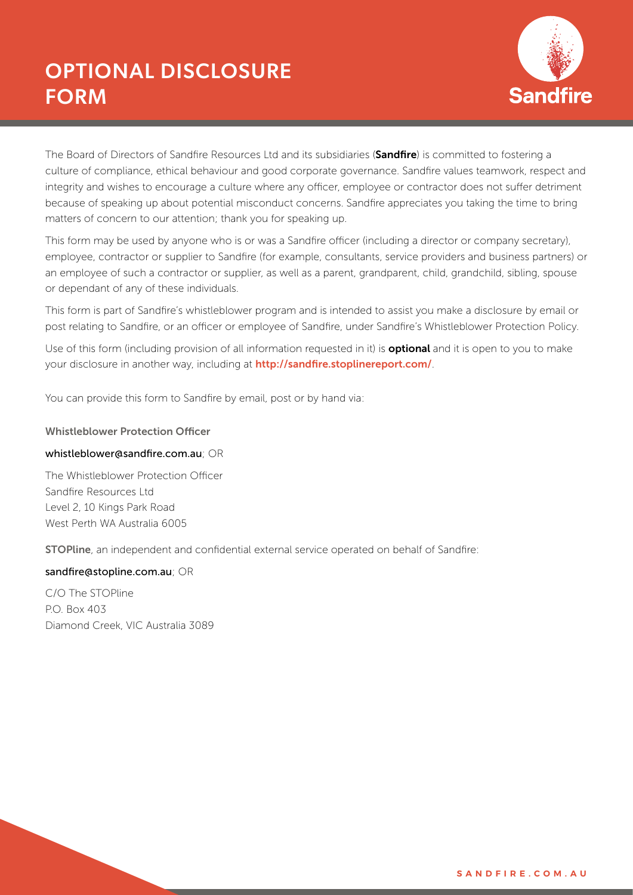# OPTIONAL DISCLOSURE FORM

The Board of Directors of Sandfire Resources Ltd and its subsidiaries (**Sandfire**) is committed to fostering a culture of compliance, ethical behaviour and good corporate governance. Sandfire values teamwork, respect and integrity and wishes to encourage a culture where any officer, employee or contractor does not suffer detriment because of speaking up about potential misconduct concerns. Sandfire appreciates you taking the time to bring matters of concern to our attention; thank you for speaking up.

This form may be used by anyone who is or was a Sandfire officer (including a director or company secretary), employee, contractor or supplier to Sandfire (for example, consultants, service providers and business partners) or an employee of such a contractor or supplier, as well as a parent, grandparent, child, grandchild, sibling, spouse or dependant of any of these individuals.

This form is part of Sandfire's whistleblower program and is intended to assist you make a disclosure by email or post relating to Sandfire, or an officer or employee of Sandfire, under Sandfire's Whistleblower Protection Policy.

Use of this form (including provision of all information requested in it) is **optional** and it is open to you to make your disclosure in another way, including at **http://sandfire.stoplinereport.com/**.

You can provide this form to Sandfire by email, post or by hand via:

**Whistleblower Protection Officer**

whistleblower@sandfire.com.au; OR

The Whistleblower Protection Officer
Sandfire Resources Ltd
Level 2, 10 Kings Park Road
West Perth WA Australia 6005

**STOPline**, an independent and confidential external service operated on behalf of Sandfire:

sandfire@stopline.com.au; OR

C/O The STOPline
P.O. Box 403
Diamond Creek, VIC Australia 3089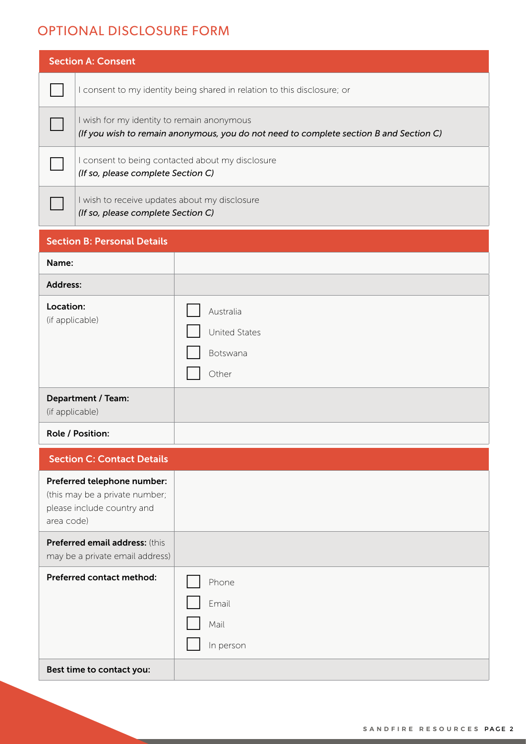# OPTIONAL DISCLOSURE FORM

| Section A: Consent | |
|---|---|
| ☐ | I consent to my identity being shared in relation to this disclosure; or |
| ☐ | I wish for my identity to remain anonymous<br>*(If you wish to remain anonymous, you do not need to complete section B and Section C)* |
| ☐ | I consent to being contacted about my disclosure<br>*(If so, please complete Section C)* |
| ☐ | I wish to receive updates about my disclosure<br>*(If so, please complete Section C)* |

| Section B: Personal Details | |
|---|---|
| **Name:** | |
| **Address:** | |
| **Location:**<br>(if applicable) | ☐ Australia<br>☐ United States<br>☐ Botswana<br>☐ Other |
| **Department / Team:**<br>(if applicable) | |
| **Role / Position:** | |

| Section C: Contact Details | |
|---|---|
| **Preferred telephone number:** (this may be a private number; please include country and area code) | |
| **Preferred email address:** (this may be a private email address) | |
| **Preferred contact method:** | ☐ Phone<br>☐ Email<br>☐ Mail<br>☐ In person |
| **Best time to contact you:** | |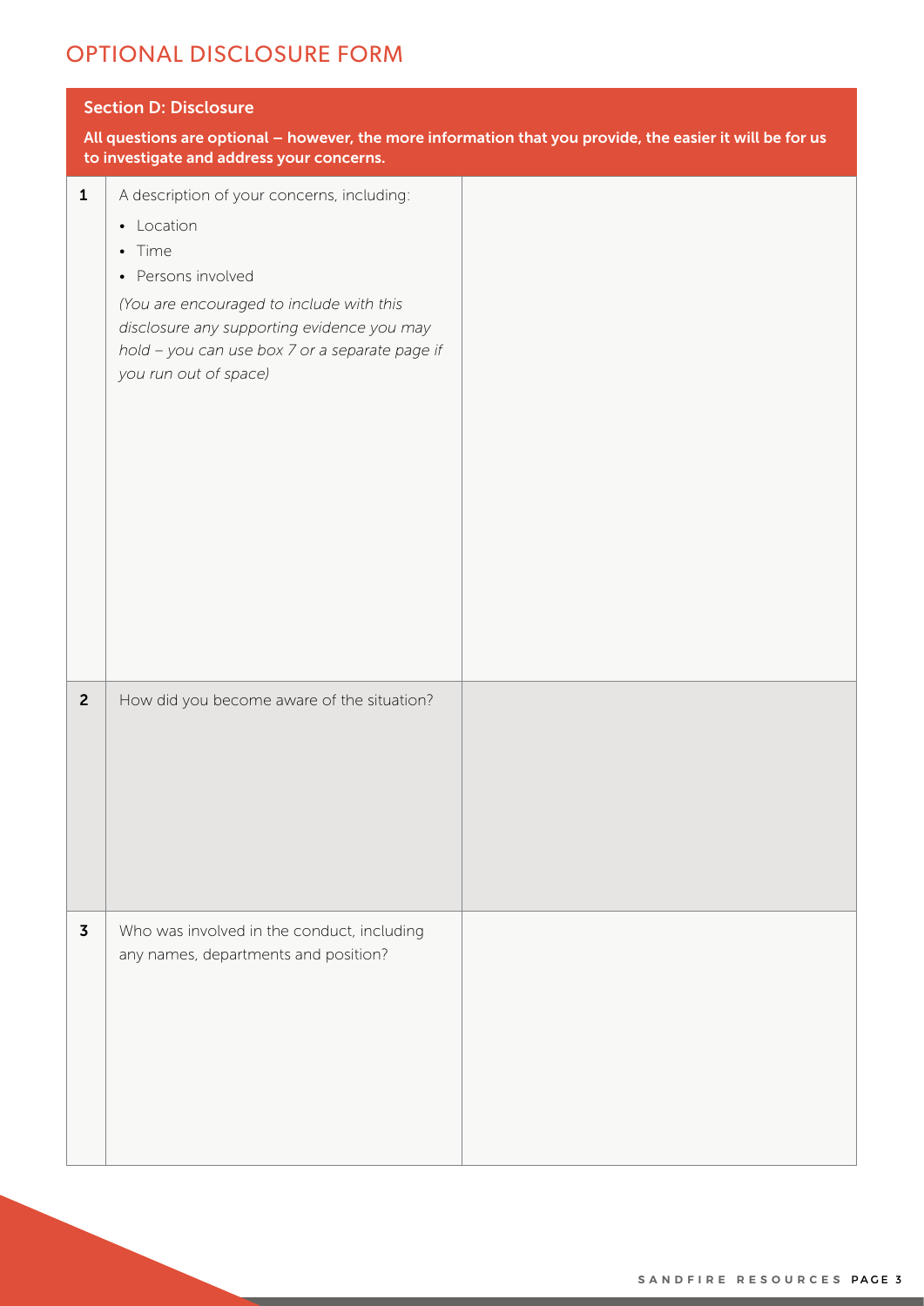# OPTIONAL DISCLOSURE FORM

## Section D: Disclosure

**All questions are optional – however, the more information that you provide, the easier it will be for us to investigate and address your concerns.**

| | | |
|---|---|---|
| **1** | A description of your concerns, including:<br>• Location<br>• Time<br>• Persons involved<br>*(You are encouraged to include with this disclosure any supporting evidence you may hold – you can use box 7 or a separate page if you run out of space)* | |
| **2** | How did you become aware of the situation? | |
| **3** | Who was involved in the conduct, including any names, departments and position? | |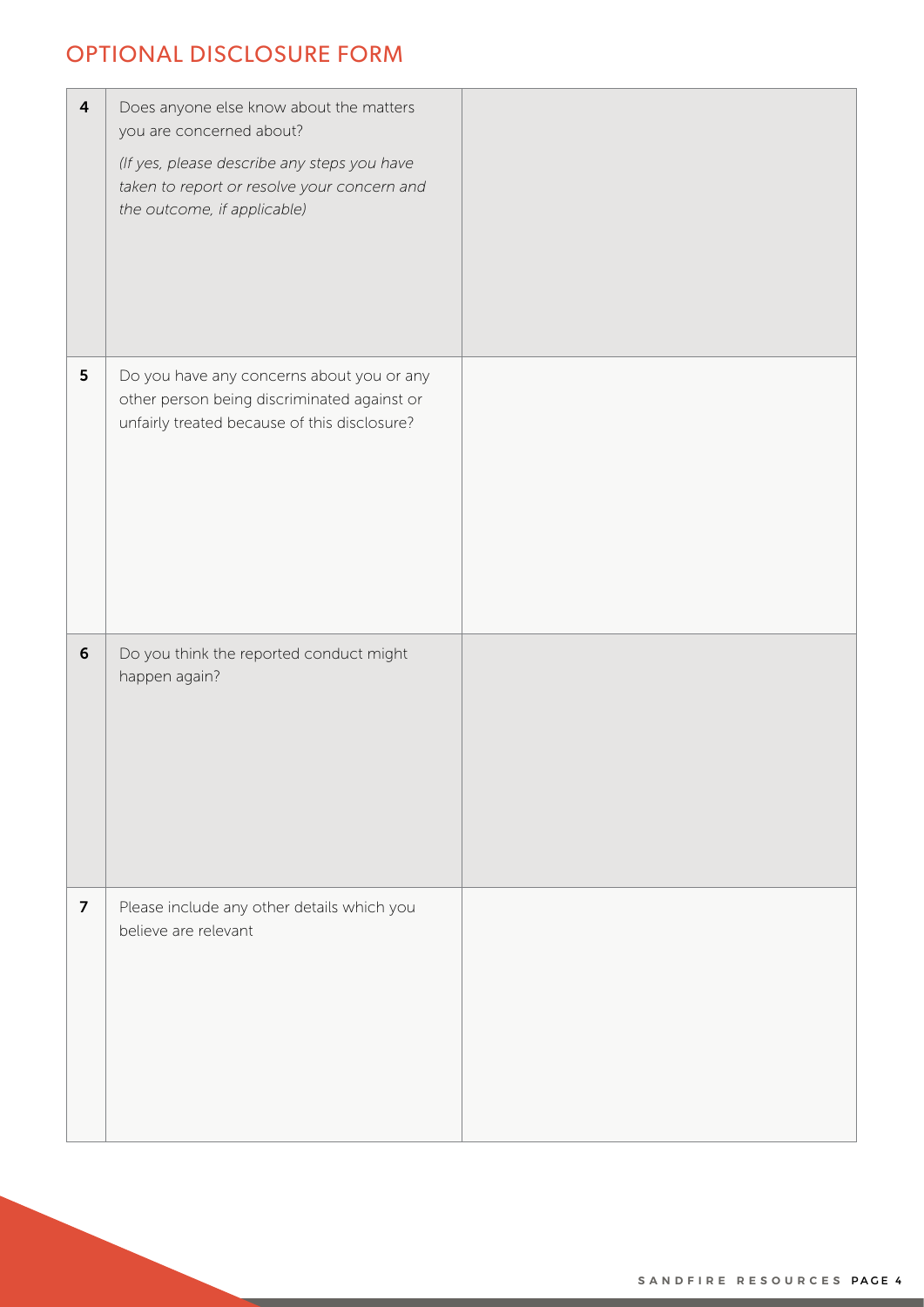## OPTIONAL DISCLOSURE FORM

| | | |
|---|---|---|
| 4 | Does anyone else know about the matters you are concerned about?<br><br>*(If yes, please describe any steps you have taken to report or resolve your concern and the outcome, if applicable)* | |
| 5 | Do you have any concerns about you or any other person being discriminated against or unfairly treated because of this disclosure? | |
| 6 | Do you think the reported conduct might happen again? | |
| 7 | Please include any other details which you believe are relevant | |